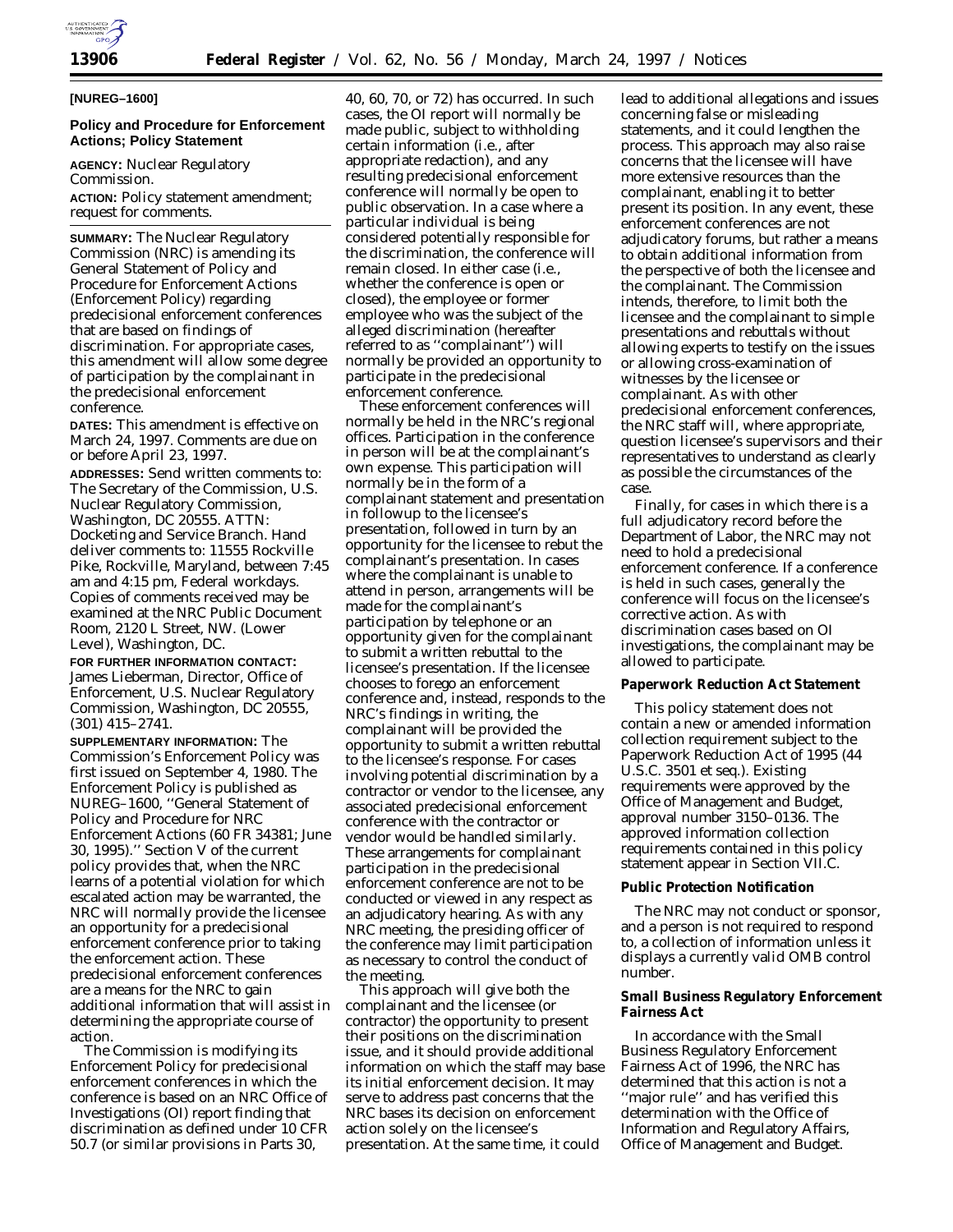**[NUREG–1600]**

## Policy and Procedure for Enforcement Actions; Policy Statement

**AGENCY:** Nuclear Regulatory Commission.

**ACTION:** Policy statement amendment; request for comments.

---

**SUMMARY:** The Nuclear Regulatory Commission (NRC) is amending its General Statement of Policy and Procedure for Enforcement Actions (Enforcement Policy) regarding predecisional enforcement conferences that are based on findings of discrimination. For appropriate cases, this amendment will allow some degree of participation by the complainant in the predecisional enforcement conference.

**DATES:** This amendment is effective on March 24, 1997. Comments are due on or before April 23, 1997.

**ADDRESSES:** Send written comments to: The Secretary of the Commission, U.S. Nuclear Regulatory Commission, Washington, DC 20555. ATTN: Docketing and Service Branch. Hand deliver comments to: 11555 Rockville Pike, Rockville, Maryland, between 7:45 am and 4:15 pm, Federal workdays. Copies of comments received may be examined at the NRC Public Document Room, 2120 L Street, NW. (Lower Level), Washington, DC.

**FOR FURTHER INFORMATION CONTACT:** James Lieberman, Director, Office of Enforcement, U.S. Nuclear Regulatory Commission, Washington, DC 20555, (301) 415–2741.

**SUPPLEMENTARY INFORMATION:** The Commission's Enforcement Policy was first issued on September 4, 1980. The Enforcement Policy is published as NUREG–1600, ''General Statement of Policy and Procedure for NRC Enforcement Actions (60 FR 34381; June 30, 1995).'' Section V of the current policy provides that, when the NRC learns of a potential violation for which escalated action may be warranted, the NRC will normally provide the licensee an opportunity for a predecisional enforcement conference prior to taking the enforcement action. These predecisional enforcement conferences are a means for the NRC to gain additional information that will assist in determining the appropriate course of action.

The Commission is modifying its Enforcement Policy for predecisional enforcement conferences in which the conference is based on an NRC Office of Investigations (OI) report finding that discrimination as defined under 10 CFR 50.7 (or similar provisions in Parts 30, 40, 60, 70, or 72) has occurred. In such cases, the OI report will normally be made public, subject to withholding certain information (i.e., after appropriate redaction), and any resulting predecisional enforcement conference will normally be open to public observation. In a case where a particular individual is being considered potentially responsible for the discrimination, the conference will remain closed. In either case (i.e., whether the conference is open or closed), the employee or former employee who was the subject of the alleged discrimination (hereafter referred to as ''complainant'') will normally be provided an opportunity to participate in the predecisional enforcement conference.

These enforcement conferences will normally be held in the NRC's regional offices. Participation in the conference in person will be at the complainant's own expense. This participation will normally be in the form of a complainant statement and presentation in followup to the licensee's presentation, followed in turn by an opportunity for the licensee to rebut the complainant's presentation. In cases where the complainant is unable to attend in person, arrangements will be made for the complainant's participation by telephone or an opportunity given for the complainant to submit a written rebuttal to the licensee's presentation. If the licensee chooses to forego an enforcement conference and, instead, responds to the NRC's findings in writing, the complainant will be provided the opportunity to submit a written rebuttal to the licensee's response. For cases involving potential discrimination by a contractor or vendor to the licensee, any associated predecisional enforcement conference with the contractor or vendor would be handled similarly. These arrangements for complainant participation in the predecisional enforcement conference are not to be conducted or viewed in any respect as an adjudicatory hearing. As with any NRC meeting, the presiding officer of the conference may limit participation as necessary to control the conduct of the meeting.

This approach will give both the complainant and the licensee (or contractor) the opportunity to present their positions on the discrimination issue, and it should provide additional information on which the staff may base its initial enforcement decision. It may serve to address past concerns that the NRC bases its decision on enforcement action solely on the licensee's presentation. At the same time, it could lead to additional allegations and issues concerning false or misleading statements, and it could lengthen the process. This approach may also raise concerns that the licensee will have more extensive resources than the complainant, enabling it to better present its position. In any event, these enforcement conferences are not adjudicatory forums, but rather a means to obtain additional information from the perspective of both the licensee and the complainant. The Commission intends, therefore, to limit both the licensee and the complainant to simple presentations and rebuttals without allowing experts to testify on the issues or allowing cross-examination of witnesses by the licensee or complainant. As with other predecisional enforcement conferences, the NRC staff will, where appropriate, question licensee's supervisors and their representatives to understand as clearly as possible the circumstances of the case.

Finally, for cases in which there is a full adjudicatory record before the Department of Labor, the NRC may not need to hold a predecisional enforcement conference. If a conference is held in such cases, generally the conference will focus on the licensee's corrective action. As with discrimination cases based on OI investigations, the complainant may be allowed to participate.

### Paperwork Reduction Act Statement

This policy statement does not contain a new or amended information collection requirement subject to the Paperwork Reduction Act of 1995 (44 U.S.C. 3501 et seq.). Existing requirements were approved by the Office of Management and Budget, approval number 3150–0136. The approved information collection requirements contained in this policy statement appear in Section VII.C.

### Public Protection Notification

The NRC may not conduct or sponsor, and a person is not required to respond to, a collection of information unless it displays a currently valid OMB control number.

### Small Business Regulatory Enforcement Fairness Act

In accordance with the Small Business Regulatory Enforcement Fairness Act of 1996, the NRC has determined that this action is not a ''major rule'' and has verified this determination with the Office of Information and Regulatory Affairs, Office of Management and Budget.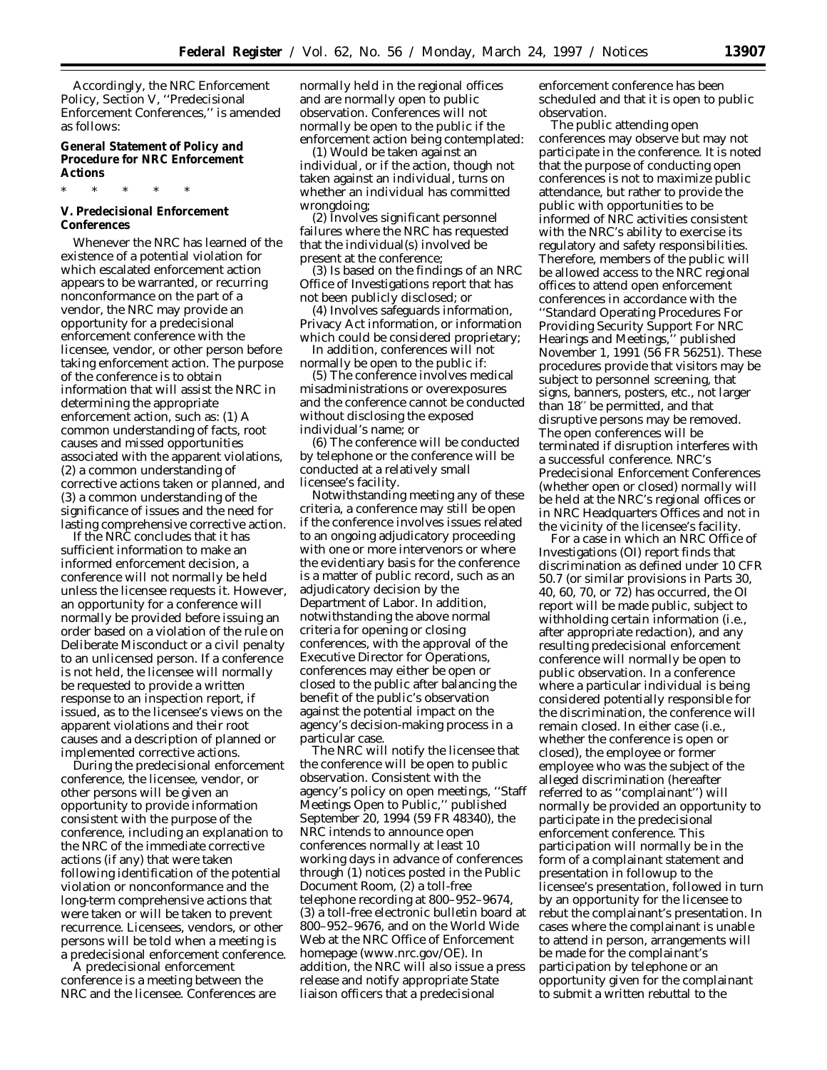Accordingly, the NRC Enforcement Policy, Section V, ''Predecisional Enforcement Conferences,'' is amended as follows:

## General Statement of Policy and Procedure for NRC Enforcement Actions

\* \* \* \* \*

### V. Predecisional Enforcement Conferences

Whenever the NRC has learned of the existence of a potential violation for which escalated enforcement action appears to be warranted, or recurring nonconformance on the part of a vendor, the NRC may provide an opportunity for a predecisional enforcement conference with the licensee, vendor, or other person before taking enforcement action. The purpose of the conference is to obtain information that will assist the NRC in determining the appropriate enforcement action, such as: (1) A common understanding of facts, root causes and missed opportunities associated with the apparent violations, (2) a common understanding of corrective actions taken or planned, and (3) a common understanding of the significance of issues and the need for lasting comprehensive corrective action.

If the NRC concludes that it has sufficient information to make an informed enforcement decision, a conference will not normally be held unless the licensee requests it. However, an opportunity for a conference will normally be provided before issuing an order based on a violation of the rule on Deliberate Misconduct or a civil penalty to an unlicensed person. If a conference is not held, the licensee will normally be requested to provide a written response to an inspection report, if issued, as to the licensee's views on the apparent violations and their root causes and a description of planned or implemented corrective actions.

During the predecisional enforcement conference, the licensee, vendor, or other persons will be given an opportunity to provide information consistent with the purpose of the conference, including an explanation to the NRC of the immediate corrective actions (if any) that were taken following identification of the potential violation or nonconformance and the long-term comprehensive actions that were taken or will be taken to prevent recurrence. Licensees, vendors, or other persons will be told when a meeting is a predecisional enforcement conference.

A predecisional enforcement conference is a meeting between the NRC and the licensee. Conferences are normally held in the regional offices and are normally open to public observation. Conferences will not normally be open to the public if the enforcement action being contemplated:

(1) Would be taken against an individual, or if the action, though not taken against an individual, turns on whether an individual has committed wrongdoing;

(2) Involves significant personnel failures where the NRC has requested that the individual(s) involved be present at the conference;

(3) Is based on the findings of an NRC Office of Investigations report that has not been publicly disclosed; or

(4) Involves safeguards information, Privacy Act information, or information which could be considered proprietary;

In addition, conferences will not normally be open to the public if:

(5) The conference involves medical misadministrations or overexposures and the conference cannot be conducted without disclosing the exposed individual's name; or

(6) The conference will be conducted by telephone or the conference will be conducted at a relatively small licensee's facility.

Notwithstanding meeting any of these criteria, a conference may still be open if the conference involves issues related to an ongoing adjudicatory proceeding with one or more intervenors or where the evidentiary basis for the conference is a matter of public record, such as an adjudicatory decision by the Department of Labor. In addition, notwithstanding the above normal criteria for opening or closing conferences, with the approval of the Executive Director for Operations, conferences may either be open or closed to the public after balancing the benefit of the public's observation against the potential impact on the agency's decision-making process in a particular case.

The NRC will notify the licensee that the conference will be open to public observation. Consistent with the agency's policy on open meetings, ''Staff Meetings Open to Public,'' published September 20, 1994 (59 FR 48340), the NRC intends to announce open conferences normally at least 10 working days in advance of conferences through (1) notices posted in the Public Document Room, (2) a toll-free telephone recording at 800–952–9674, (3) a toll-free electronic bulletin board at 800–952–9676, and on the World Wide Web at the NRC Office of Enforcement homepage (www.nrc.gov/OE). In addition, the NRC will also issue a press release and notify appropriate State liaison officers that a predecisional enforcement conference has been scheduled and that it is open to public observation.

The public attending open conferences may observe but may not participate in the conference. It is noted that the purpose of conducting open conferences is not to maximize public attendance, but rather to provide the public with opportunities to be informed of NRC activities consistent with the NRC's ability to exercise its regulatory and safety responsibilities. Therefore, members of the public will be allowed access to the NRC regional offices to attend open enforcement conferences in accordance with the ''Standard Operating Procedures For Providing Security Support For NRC Hearings and Meetings,'' published November 1, 1991 (56 FR 56251). These procedures provide that visitors may be subject to personnel screening, that signs, banners, posters, etc., not larger than 18″ be permitted, and that disruptive persons may be removed. The open conferences will be terminated if disruption interferes with a successful conference. NRC's Predecisional Enforcement Conferences (whether open or closed) normally will be held at the NRC's regional offices or in NRC Headquarters Offices and not in the vicinity of the licensee's facility.

For a case in which an NRC Office of Investigations (OI) report finds that discrimination as defined under 10 CFR 50.7 (or similar provisions in Parts 30, 40, 60, 70, or 72) has occurred, the OI report will be made public, subject to withholding certain information (i.e., after appropriate redaction), and any resulting predecisional enforcement conference will normally be open to public observation. In a conference where a particular individual is being considered potentially responsible for the discrimination, the conference will remain closed. In either case (i.e., whether the conference is open or closed), the employee or former employee who was the subject of the alleged discrimination (hereafter referred to as ''complainant'') will normally be provided an opportunity to participate in the predecisional enforcement conference. This participation will normally be in the form of a complainant statement and presentation in followup to the licensee's presentation, followed in turn by an opportunity for the licensee to rebut the complainant's presentation. In cases where the complainant is unable to attend in person, arrangements will be made for the complainant's participation by telephone or an opportunity given for the complainant to submit a written rebuttal to the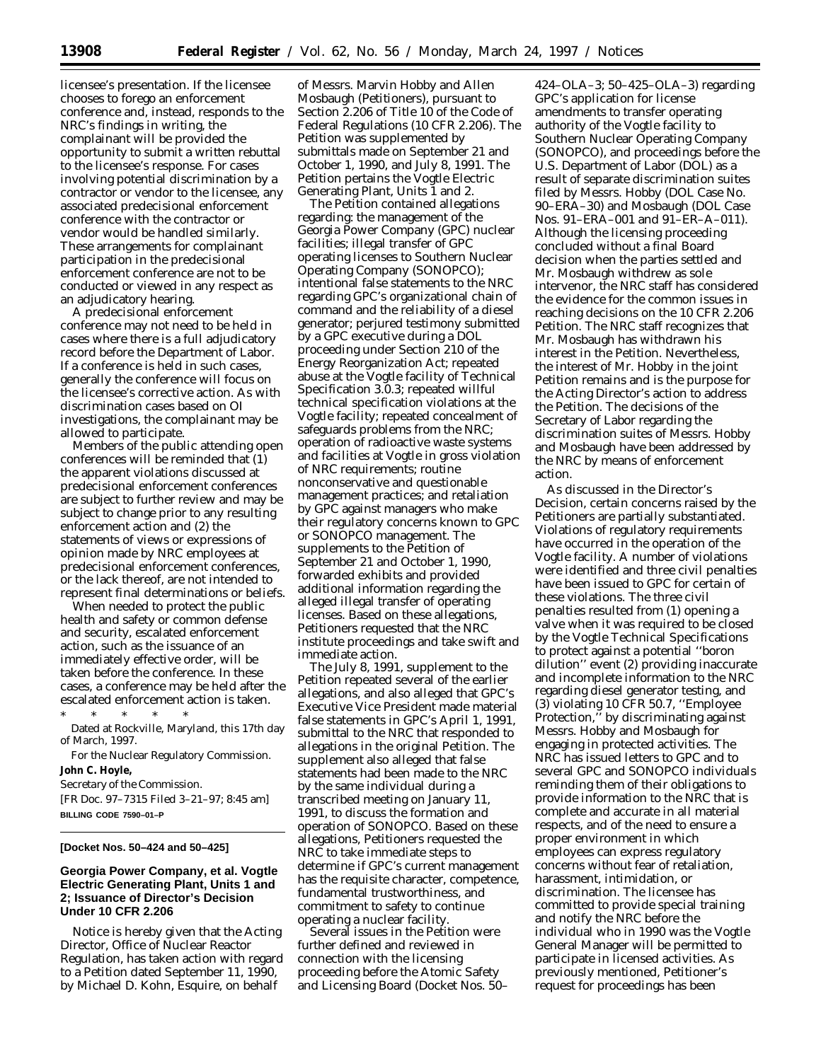licensee's presentation. If the licensee chooses to forego an enforcement conference and, instead, responds to the NRC's findings in writing, the complainant will be provided the opportunity to submit a written rebuttal to the licensee's response. For cases involving potential discrimination by a contractor or vendor to the licensee, any associated predecisional enforcement conference with the contractor or vendor would be handled similarly. These arrangements for complainant participation in the predecisional enforcement conference are not to be conducted or viewed in any respect as an adjudicatory hearing.

A predecisional enforcement conference may not need to be held in cases where there is a full adjudicatory record before the Department of Labor. If a conference is held in such cases, generally the conference will focus on the licensee's corrective action. As with discrimination cases based on OI investigations, the complainant may be allowed to participate.

Members of the public attending open conferences will be reminded that (1) the apparent violations discussed at predecisional enforcement conferences are subject to further review and may be subject to change prior to any resulting enforcement action and (2) the statements of views or expressions of opinion made by NRC employees at predecisional enforcement conferences, or the lack thereof, are not intended to represent final determinations or beliefs.

When needed to protect the public health and safety or common defense and security, escalated enforcement action, such as the issuance of an immediately effective order, will be taken before the conference. In these cases, a conference may be held after the escalated enforcement action is taken.

\* \* \* \* \*

Dated at Rockville, Maryland, this 17th day of March, 1997.

For the Nuclear Regulatory Commission.

**John C. Hoyle,**

*Secretary of the Commission.*

[FR Doc. 97–7315 Filed 3–21–97; 8:45 am]

**BILLING CODE 7590–01–P**

**[Docket Nos. 50–424 and 50–425]**

## Georgia Power Company, et al. Vogtle Electric Generating Plant, Units 1 and 2; Issuance of Director's Decision Under 10 CFR 2.206

Notice is hereby given that the Acting Director, Office of Nuclear Reactor Regulation, has taken action with regard to a Petition dated September 11, 1990, by Michael D. Kohn, Esquire, on behalf of Messrs. Marvin Hobby and Allen Mosbaugh (Petitioners), pursuant to Section 2.206 of Title 10 of the Code of Federal Regulations (10 CFR 2.206). The Petition was supplemented by submittals made on September 21 and October 1, 1990, and July 8, 1991. The Petition pertains the Vogtle Electric Generating Plant, Units 1 and 2.

The Petition contained allegations regarding: the management of the Georgia Power Company (GPC) nuclear facilities; illegal transfer of GPC operating licenses to Southern Nuclear Operating Company (SONOPCO); intentional false statements to the NRC regarding GPC's organizational chain of command and the reliability of a diesel generator; perjured testimony submitted by a GPC executive during a DOL proceeding under Section 210 of the Energy Reorganization Act; repeated abuse at the Vogtle facility of Technical Specification 3.0.3; repeated willful technical specification violations at the Vogtle facility; repeated concealment of safeguards problems from the NRC; operation of radioactive waste systems and facilities at Vogtle in gross violation of NRC requirements; routine nonconservative and questionable management practices; and retaliation by GPC against managers who make their regulatory concerns known to GPC or SONOPCO management. The supplements to the Petition of September 21 and October 1, 1990, forwarded exhibits and provided additional information regarding the alleged illegal transfer of operating licenses. Based on these allegations, Petitioners requested that the NRC institute proceedings and take swift and immediate action.

The July 8, 1991, supplement to the Petition repeated several of the earlier allegations, and also alleged that GPC's Executive Vice President made material false statements in GPC's April 1, 1991, submittal to the NRC that responded to allegations in the original Petition. The supplement also alleged that false statements had been made to the NRC by the same individual during a transcribed meeting on January 11, 1991, to discuss the formation and operation of SONOPCO. Based on these allegations, Petitioners requested the NRC to take immediate steps to determine if GPC's current management has the requisite character, competence, fundamental trustworthiness, and commitment to safety to continue operating a nuclear facility.

Several issues in the Petition were further defined and reviewed in connection with the licensing proceeding before the Atomic Safety and Licensing Board (Docket Nos. 50–424–OLA–3; 50–425–OLA–3) regarding GPC's application for license amendments to transfer operating authority of the Vogtle facility to Southern Nuclear Operating Company (SONOPCO), and proceedings before the U.S. Department of Labor (DOL) as a result of separate discrimination suites filed by Messrs. Hobby (DOL Case No. 90–ERA–30) and Mosbaugh (DOL Case Nos. 91–ERA–001 and 91–ER–A–011). Although the licensing proceeding concluded without a final Board decision when the parties settled and Mr. Mosbaugh withdrew as sole intervenor, the NRC staff has considered the evidence for the common issues in reaching decisions on the 10 CFR 2.206 Petition. The NRC staff recognizes that Mr. Mosbaugh has withdrawn his interest in the Petition. Nevertheless, the interest of Mr. Hobby in the joint Petition remains and is the purpose for the Acting Director's action to address the Petition. The decisions of the Secretary of Labor regarding the discrimination suites of Messrs. Hobby and Mosbaugh have been addressed by the NRC by means of enforcement action.

As discussed in the Director's Decision, certain concerns raised by the Petitioners are partially substantiated. Violations of regulatory requirements have occurred in the operation of the Vogtle facility. A number of violations were identified and three civil penalties have been issued to GPC for certain of these violations. The three civil penalties resulted from (1) opening a valve when it was required to be closed by the Vogtle Technical Specifications to protect against a potential ''boron dilution'' event (2) providing inaccurate and incomplete information to the NRC regarding diesel generator testing, and (3) violating 10 CFR 50.7, ''Employee Protection,'' by discriminating against Messrs. Hobby and Mosbaugh for engaging in protected activities. The NRC has issued letters to GPC and to several GPC and SONOPCO individuals reminding them of their obligations to provide information to the NRC that is complete and accurate in all material respects, and of the need to ensure a proper environment in which employees can express regulatory concerns without fear of retaliation, harassment, intimidation, or discrimination. The licensee has committed to provide special training and notify the NRC before the individual who in 1990 was the Vogtle General Manager will be permitted to participate in licensed activities. As previously mentioned, Petitioner's request for proceedings has been